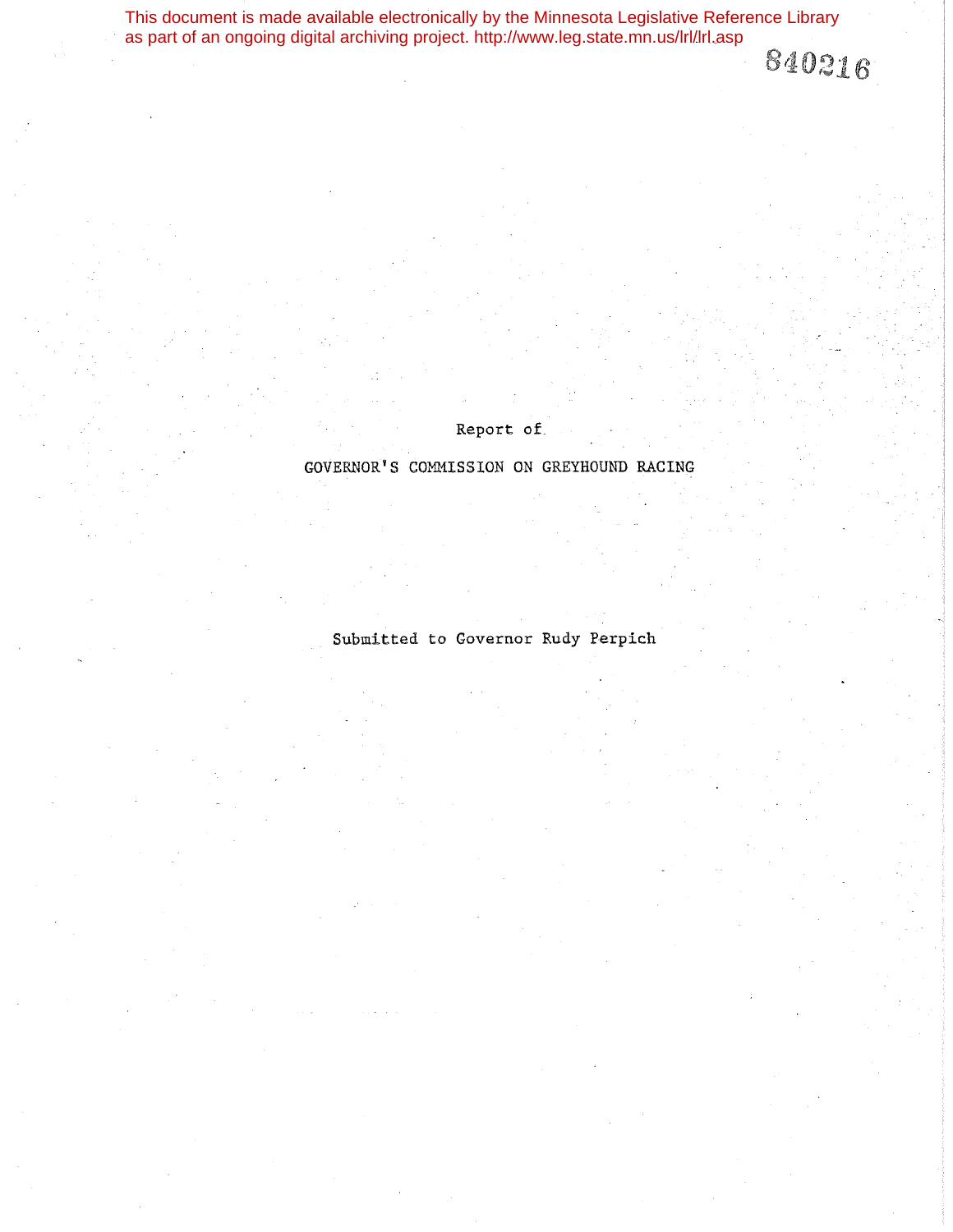This document is made available electronically by the Minnesota Legislative Reference Library as part of an ongoing digital archiving project. http://www.leg.state.mn.us/lrl/lrl.asp

840216

Report of

# GOVERNOR'S COMMISSION ON GREYHOUND RACING

Submitted to Governor Rudy Perpich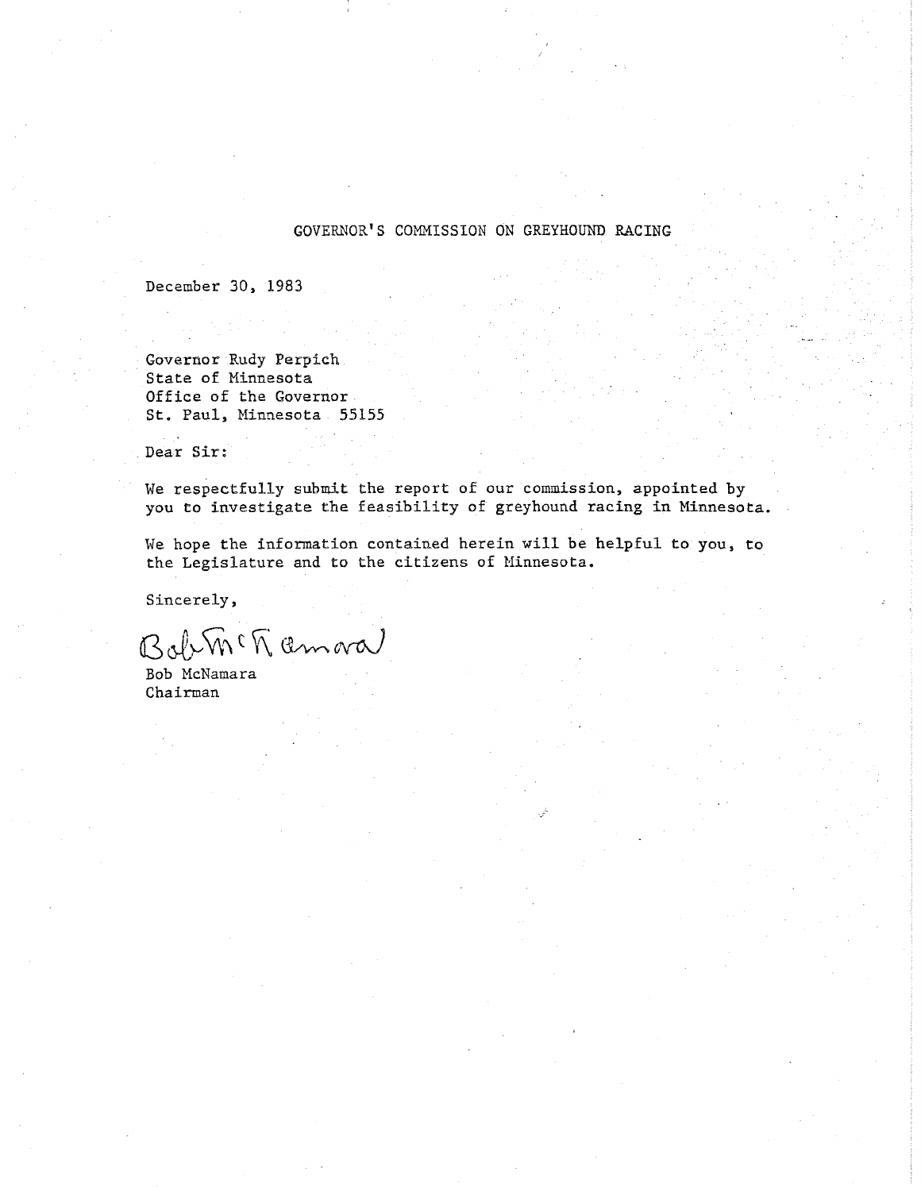GOVERNOR'S COMMISSION ON GREYHOUND RACING

December 30, 1983

Governor Rudy Perpich
State of Minnesota
Office of the Governor
St. Paul, Minnesota 55155

Dear Sir:

We respectfully submit the report of our commission, appointed by you to investigate the feasibility of greyhound racing in Minnesota.

We hope the information contained herein will be helpful to you, to the Legislature and to the citizens of Minnesota.

Sincerely,

Bob McNamara
Chairman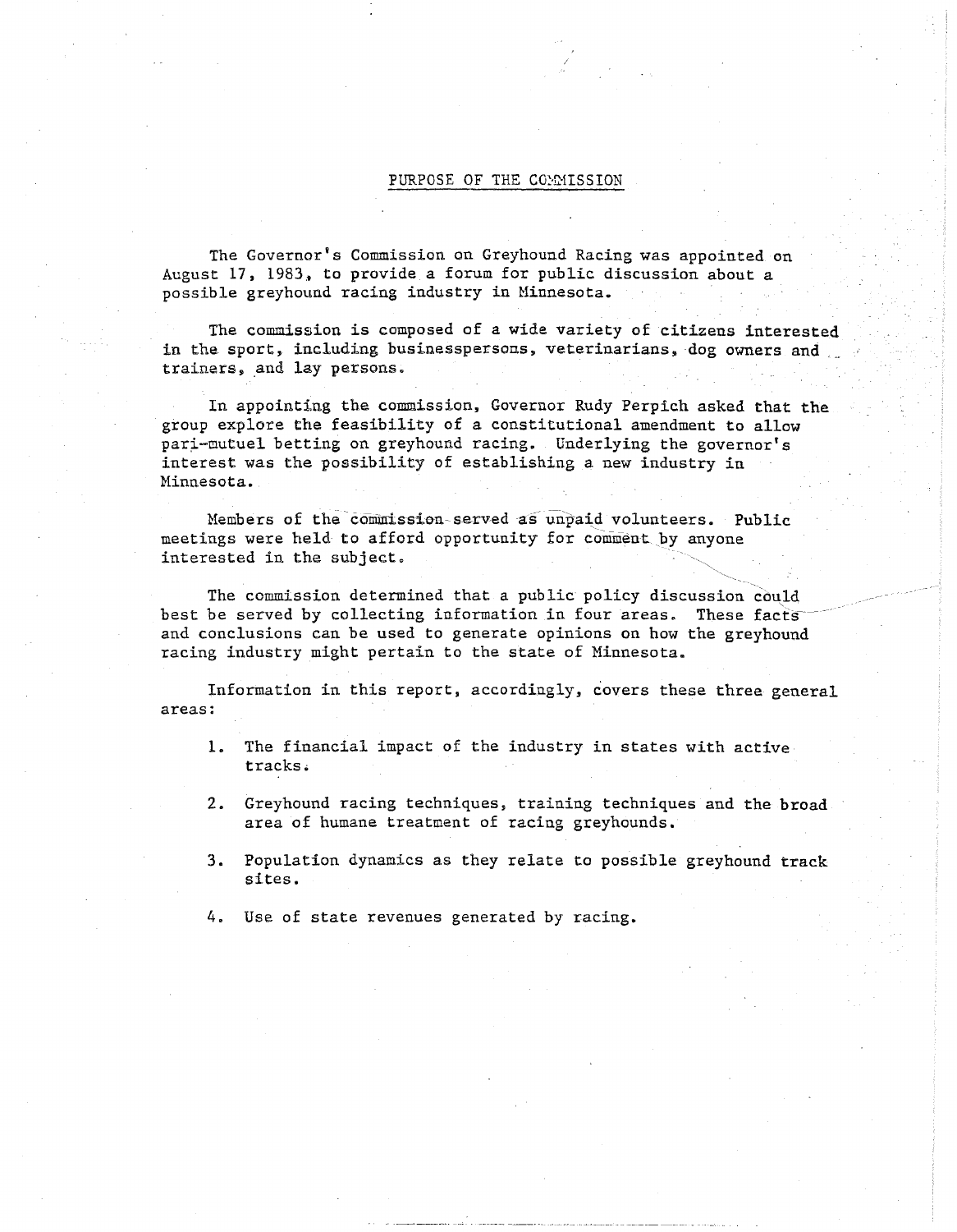## PURPOSE OF THE COMMISSION

The Governor's Commission on Greyhound Racing was appointed on August 17, 1983, to provide a forum for public discussion about a possible greyhound racing industry in Minnesota.

The commission is composed of a wide variety of citizens interested in the sport, including businesspersons, veterinarians, dog owners and trainers, and lay persons.

In appointing the commission, Governor Rudy Perpich asked that the group explore the feasibility of a constitutional amendment to allow pari-mutuel betting on greyhound racing. Underlying the governor's interest was the possibility of establishing a new industry in Minnesota.

Members of the commission served as unpaid volunteers. Public meetings were held to afford opportunity for comment by anyone interested in the subject.

The commission determined that a public policy discussion could best be served by collecting information in four areas. These facts and conclusions can be used to generate opinions on how the greyhound racing industry might pertain to the state of Minnesota.

Information in this report, accordingly, covers these three general areas:

1. The financial impact of the industry in states with active tracks.

2. Greyhound racing techniques, training techniques and the broad area of humane treatment of racing greyhounds.

3. Population dynamics as they relate to possible greyhound track sites.

4. Use of state revenues generated by racing.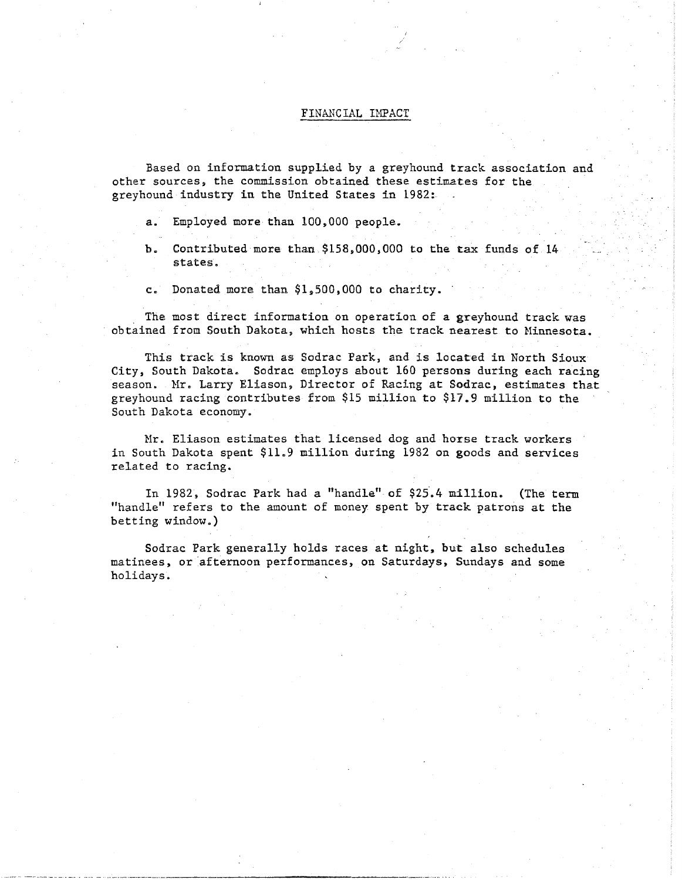## FINANCIAL IMPACT

Based on information supplied by a greyhound track association and other sources, the commission obtained these estimates for the greyhound industry in the United States in 1982:

a. Employed more than 100,000 people.

b. Contributed more than $158,000,000 to the tax funds of 14 states.

c. Donated more than $1,500,000 to charity.

The most direct information on operation of a greyhound track was obtained from South Dakota, which hosts the track nearest to Minnesota.

This track is known as Sodrac Park, and is located in North Sioux City, South Dakota. Sodrac employs about 160 persons during each racing season. Mr. Larry Eliason, Director of Racing at Sodrac, estimates that greyhound racing contributes from $15 million to $17.9 million to the South Dakota economy.

Mr. Eliason estimates that licensed dog and horse track workers in South Dakota spent $11.9 million during 1982 on goods and services related to racing.

In 1982, Sodrac Park had a "handle" of $25.4 million. (The term "handle" refers to the amount of money spent by track patrons at the betting window.)

Sodrac Park generally holds races at night, but also schedules matinees, or afternoon performances, on Saturdays, Sundays and some holidays.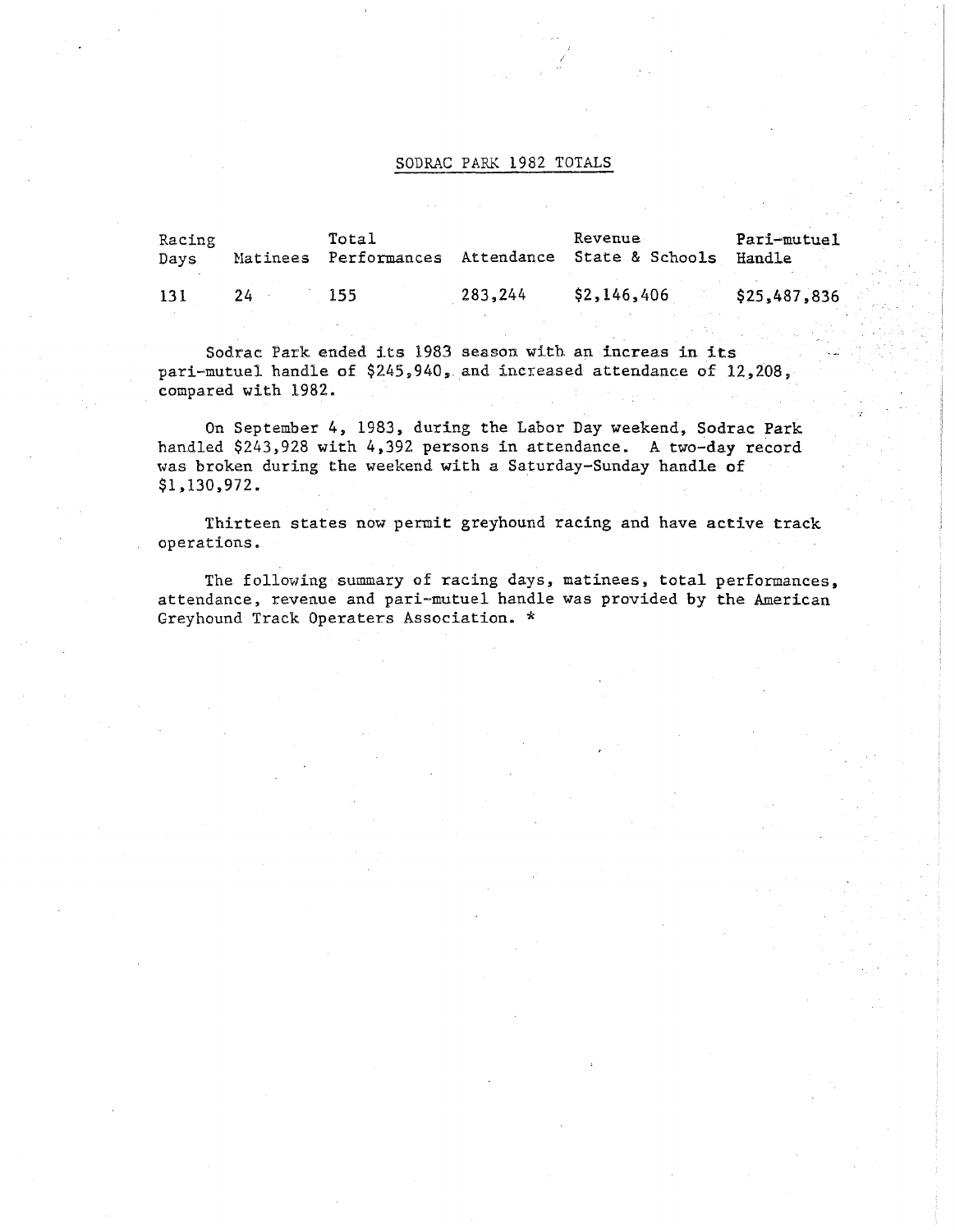## SODRAC PARK 1982 TOTALS

| Racing Days | Matinees | Total Performances | Attendance | Revenue State & Schools | Pari-mutuel Handle |
|---|---|---|---|---|---|
| 131 | 24 | 155 | 283,244 | $2,146,406 | $25,487,836 |

Sodrac Park ended its 1983 season with an increas in its pari-mutuel handle of $245,940, and increased attendance of 12,208, compared with 1982.

On September 4, 1983, during the Labor Day weekend, Sodrac Park handled $243,928 with 4,392 persons in attendance. A two-day record was broken during the weekend with a Saturday-Sunday handle of $1,130,972.

Thirteen states now permit greyhound racing and have active track operations.

The following summary of racing days, matinees, total performances, attendance, revenue and pari-mutuel handle was provided by the American Greyhound Track Operaters Association. *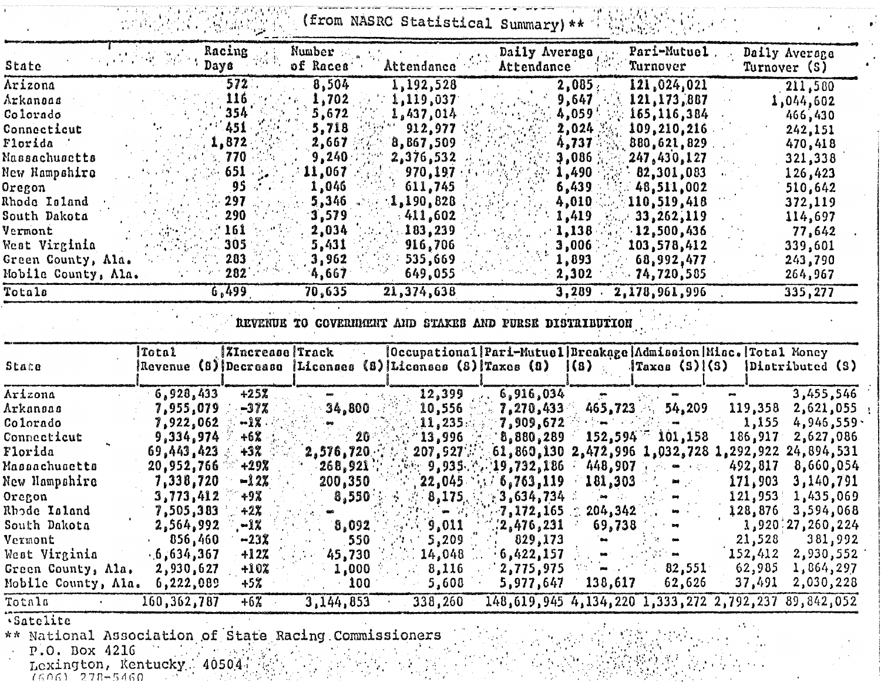(from NASRC Statistical Summary)**

| State | Racing Days | Number of Races | Attendance | Daily Average Attendance | Pari-Mutuel Turnover | Daily Average Turnover ($) |
|---|---|---|---|---|---|---|
| Arizona | 572 | 8,504 | 1,192,528 | 2,085 | 121,024,021 | 211,580 |
| Arkansas | 116 | 1,702 | 1,119,037 | 9,647 | 121,173,887 | 1,044,602 |
| Colorado | 354 | 5,672 | 1,437,014 | 4,059 | 165,116,384 | 466,430 |
| Connecticut | 451 | 5,718 | 912,977 | 2,024 | 109,210,216 | 242,151 |
| Florida | 1,872 | 2,667 | 8,867,509 | 4,737 | 880,621,829 | 470,418 |
| Massachusetts | 770 | 9,240 | 2,376,532 | 3,086 | 247,430,127 | 321,338 |
| New Hampshire | 651 | 11,067 | 970,197 | 1,490 | 82,301,083 | 126,423 |
| Oregon | 95 | 1,046 | 611,745 | 6,439 | 48,511,002 | 510,642 |
| Rhode Island | 297 | 5,346 | 1,190,828 | 4,010 | 110,519,418 | 372,119 |
| South Dakota | 290 | 3,579 | 411,602 | 1,419 | 33,262,119 | 114,697 |
| Vermont | 161 | 2,034 | 183,239 | 1,138 | 12,500,436 | 77,642 |
| West Virginia | 305 | 5,431 | 916,706 | 3,006 | 103,578,412 | 339,601 |
| Green County, Ala. | 283 | 3,962 | 535,669 | 1,893 | 68,992,477 | 243,790 |
| Mobile County, Ala. | 282 | 4,667 | 649,055 | 2,302 | 74,720,585 | 264,967 |
| Totals | 6,499 | 70,635 | 21,374,638 | 3,289 | 2,178,961,996 | 335,277 |

REVENUE TO GOVERNMENT AND STAKES AND PURSE DISTRIBUTION

| State | Total Revenue ($) | %Increase Decrease | Track Licenses ($) | Occupational Licenses ($) | Pari-Mutuel Taxes ($) | Breakage ($) | Admission Taxes ($) | Misc. ($) | Total Money Distributed ($) |
|---|---|---|---|---|---|---|---|---|---|
| Arizona | 6,928,433 | +25% | - | 12,399 | 6,916,034 | - | - | - | 3,455,546 |
| Arkansas | 7,955,079 | -37% | 34,800 | 10,556 | 7,270,433 | 465,723 | 54,209 | 119,358 | 2,621,055 |
| Colorado | 7,922,062 | -1% | - | 11,235 | 7,909,672 | - | - | 1,155 | 4,946,559 |
| Connecticut | 9,334,974 | +6% | 20 | 13,996 | 8,880,289 | 152,594 | 101,158 | 186,917 | 2,627,086 |
| Florida | 69,443,423 | +3% | 2,576,720 | 207,927 | 61,860,130 | 2,472,996 | 1,032,728 | 1,292,922 | 24,894,531 |
| Massachusetts | 20,952,766 | +29% | 268,921 | 9,935 | 19,732,186 | 448,907 | - | 492,817 | 8,660,054 |
| New Hampshire | 7,338,720 | -12% | 200,350 | 22,045 | 6,763,119 | 181,303 | - | 171,903 | 3,140,791 |
| Oregon | 3,773,412 | +9% | 8,550 | 8,175 | 3,634,734 | - | - | 121,953 | 1,435,069 |
| Rhode Island | 7,505,383 | +2% | - | - | 7,172,165 | 204,342 | - | 128,876 | 3,594,068 |
| South Dakota | 2,564,992 | -1% | 8,092 | 9,011 | 2,476,231 | 69,738 | - | 1,920 | 27,260,224 |
| Vermont | 856,460 | -23% | 550 | 5,209 | 829,173 | - | - | 21,528 | 381,992 |
| West Virginia | 6,634,367 | +12% | 45,730 | 14,048 | 6,422,157 | - | - | 152,412 | 2,930,552 |
| Green County, Ala. | 2,930,627 | +10% | 1,000 | 8,116 | 2,775,975 | - | 82,551 | 62,985 | 1,864,297 |
| Mobile County, Ala. | 6,222,089 | +5% | 100 | 5,608 | 5,977,647 | 138,617 | 62,626 | 37,491 | 2,030,228 |
| Totals | 160,362,787 | +6% | 3,144,853 | 338,260 | 148,619,945 | 4,134,220 | 1,333,272 | 2,792,237 | 89,842,052 |

·Satelite

** National Association of State Racing Commissioners
P.O. Box 4216
Lexington, Kentucky 40504
(606) 278-5460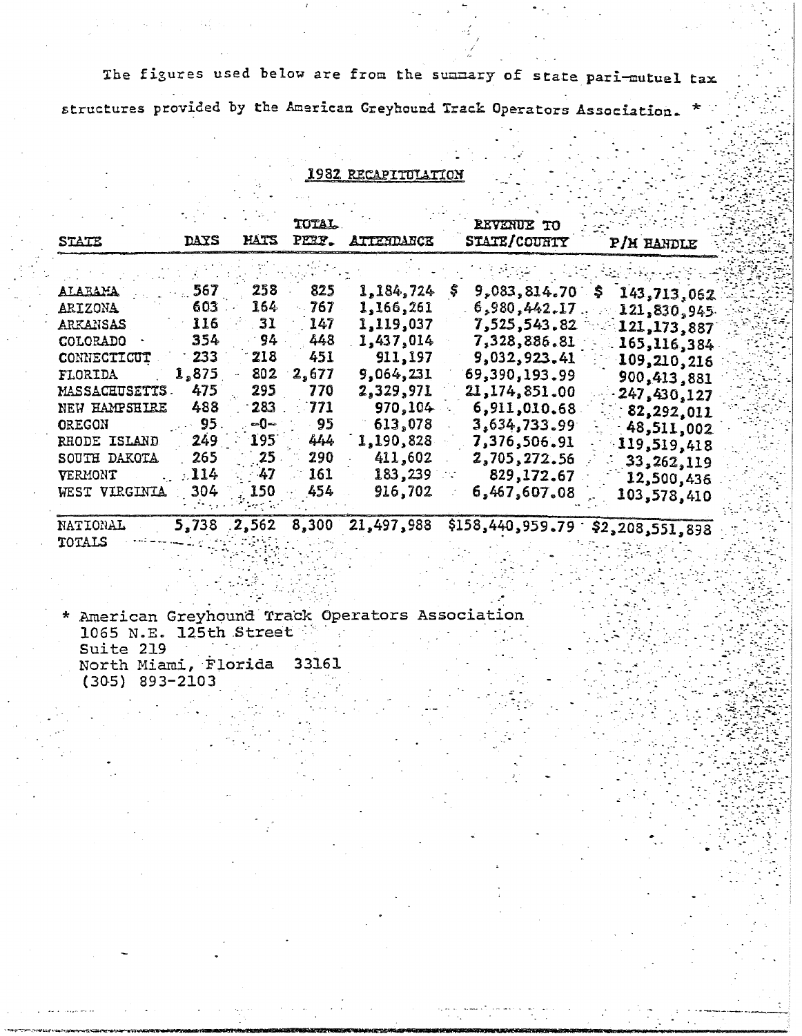The figures used below are from the summary of state pari-mutuel tax structures provided by the American Greyhound Track Operators Association. *

## 1982 RECAPITULATION

| STATE | DAYS | MATS | TOTAL PERF. | ATTENDANCE | REVENUE TO STATE/COUNTY | P/M HANDLE |
|---|---|---|---|---|---|---|
| ALABAMA | 567 | 258 | 825 | 1,184,724 | $ 9,083,814.70 | $ 143,713,062 |
| ARIZONA | 603 | 164 | 767 | 1,166,261 | 6,980,442.17 | 121,830,945 |
| ARKANSAS | 116 | 31 | 147 | 1,119,037 | 7,525,543.82 | 121,173,887 |
| COLORADO | 354 | 94 | 448 | 1,437,014 | 7,328,886.81 | 165,116,384 |
| CONNECTICUT | 233 | 218 | 451 | 911,197 | 9,032,923.41 | 109,210,216 |
| FLORIDA | 1,875 | 802 | 2,677 | 9,064,231 | 69,390,193.99 | 900,413,881 |
| MASSACHUSETTS | 475 | 295 | 770 | 2,329,971 | 21,174,851.00 | 247,430,127 |
| NEW HAMPSHIRE | 488 | 283 | 771 | 970,104 | 6,911,010.68 | 82,292,011 |
| OREGON | 95 | -0- | 95 | 613,078 | 3,634,733.99 | 48,511,002 |
| RHODE ISLAND | 249 | 195 | 444 | 1,190,828 | 7,376,506.91 | 119,519,418 |
| SOUTH DAKOTA | 265 | 25 | 290 | 411,602 | 2,705,272.56 | 33,262,119 |
| VERMONT | 114 | 47 | 161 | 183,239 | 829,172.67 | 12,500,436 |
| WEST VIRGINIA | 304 | 150 | 454 | 916,702 | 6,467,607.08 | 103,578,410 |
| NATIONAL TOTALS | 5,738 | 2,562 | 8,300 | 21,497,988 | $158,440,959.79 | $2,208,551,898 |

\* American Greyhound Track Operators Association  
1065 N.E. 125th Street  
Suite 219  
North Miami, Florida 33161  
(305) 893-2103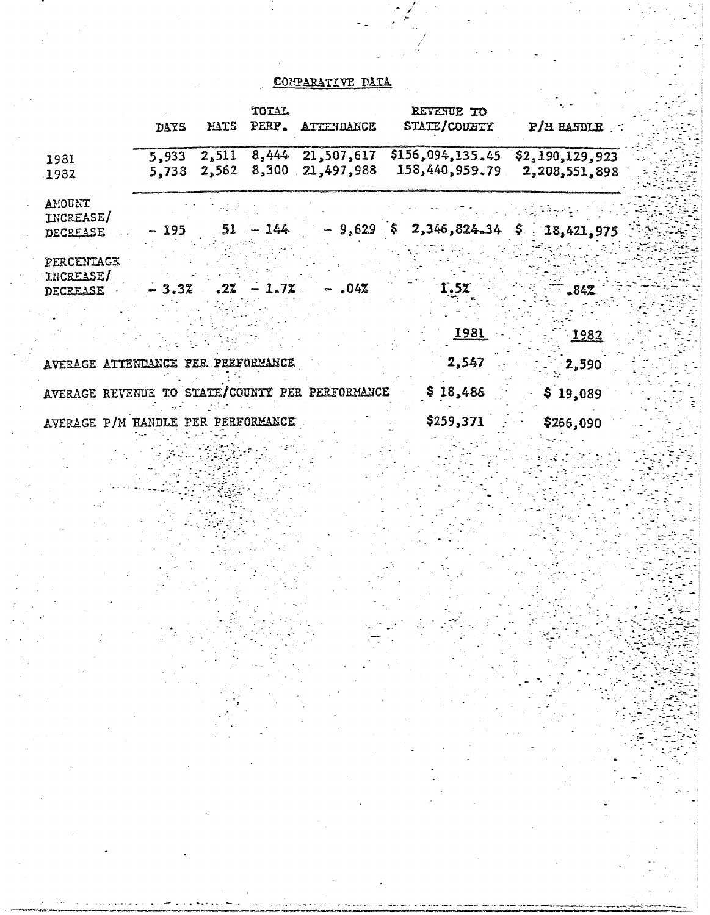## COMPARATIVE DATA

| | DAYS | MATS | TOTAL PERF. | ATTENDANCE | REVENUE TO STATE/COUNTY | P/M HANDLE |
|---|---|---|---|---|---|---|
| 1981 | 5,933 | 2,511 | 8,444 | 21,507,617 | $156,094,135.45 | $2,190,129,923 |
| 1982 | 5,738 | 2,562 | 8,300 | 21,497,988 | 158,440,959.79 | 2,208,551,898 |
| AMOUNT INCREASE/ DECREASE | - 195 | 51 | - 144 | - 9,629 | $ 2,346,824.34 | $ 18,421,975 |
| PERCENTAGE INCREASE/ DECREASE | - 3.3% | .2% | - 1.7% | - .04% | 1.5% | .84% |

| | 1981 | 1982 |
|---|---|---|
| AVERAGE ATTENDANCE PER PERFORMANCE | 2,547 | 2,590 |
| AVERAGE REVENUE TO STATE/COUNTY PER PERFORMANCE | $ 18,486 | $ 19,089 |
| AVERAGE P/M HANDLE PER PERFORMANCE | $259,371 | $266,090 |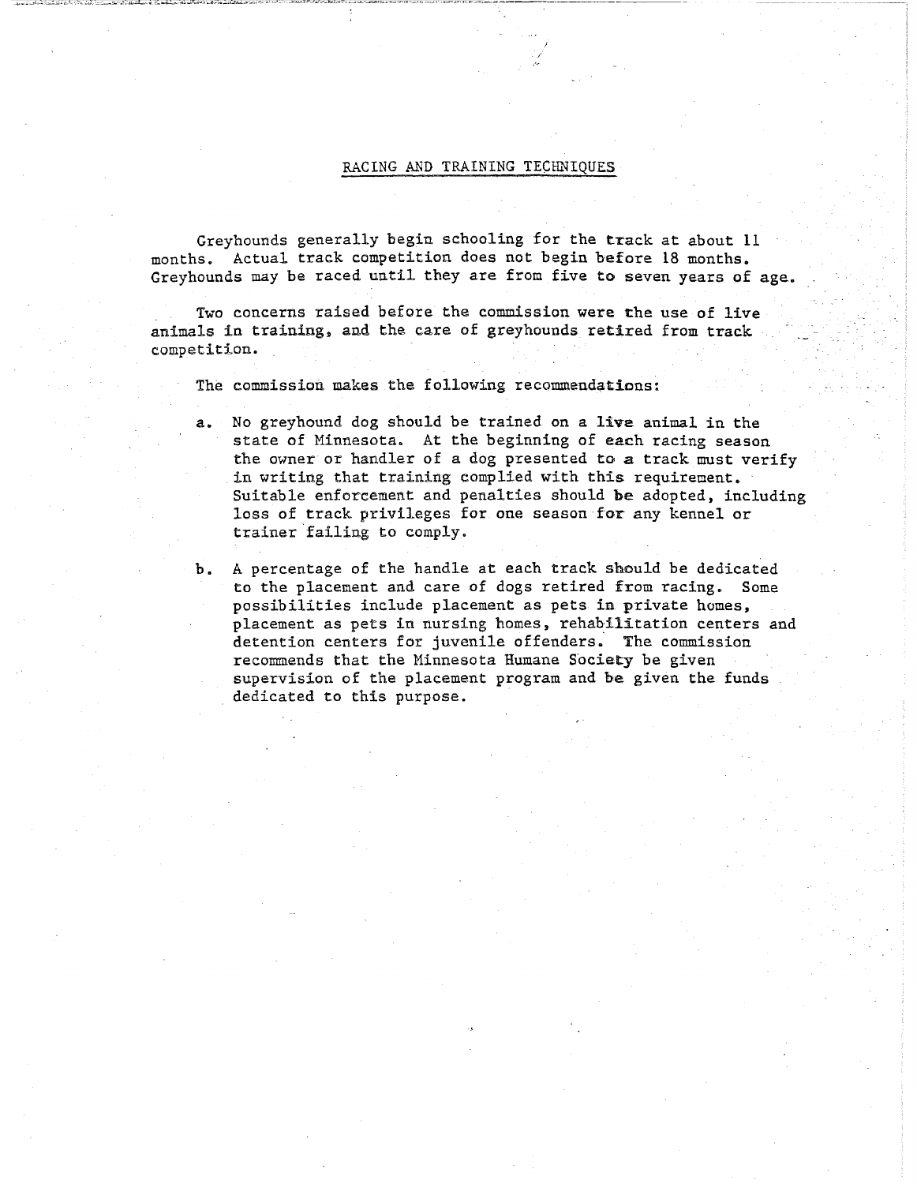## RACING AND TRAINING TECHNIQUES

Greyhounds generally begin schooling for the track at about 11 months. Actual track competition does not begin before 18 months. Greyhounds may be raced until they are from five to seven years of age.

Two concerns raised before the commission were the use of live animals in training, and the care of greyhounds retired from track competition.

The commission makes the following recommendations:

a. No greyhound dog should be trained on a live animal in the state of Minnesota. At the beginning of each racing season the owner or handler of a dog presented to a track must verify in writing that training complied with this requirement. Suitable enforcement and penalties should be adopted, including loss of track privileges for one season for any kennel or trainer failing to comply.

b. A percentage of the handle at each track should be dedicated to the placement and care of dogs retired from racing. Some possibilities include placement as pets in private homes, placement as pets in nursing homes, rehabilitation centers and detention centers for juvenile offenders. The commission recommends that the Minnesota Humane Society be given supervision of the placement program and be given the funds dedicated to this purpose.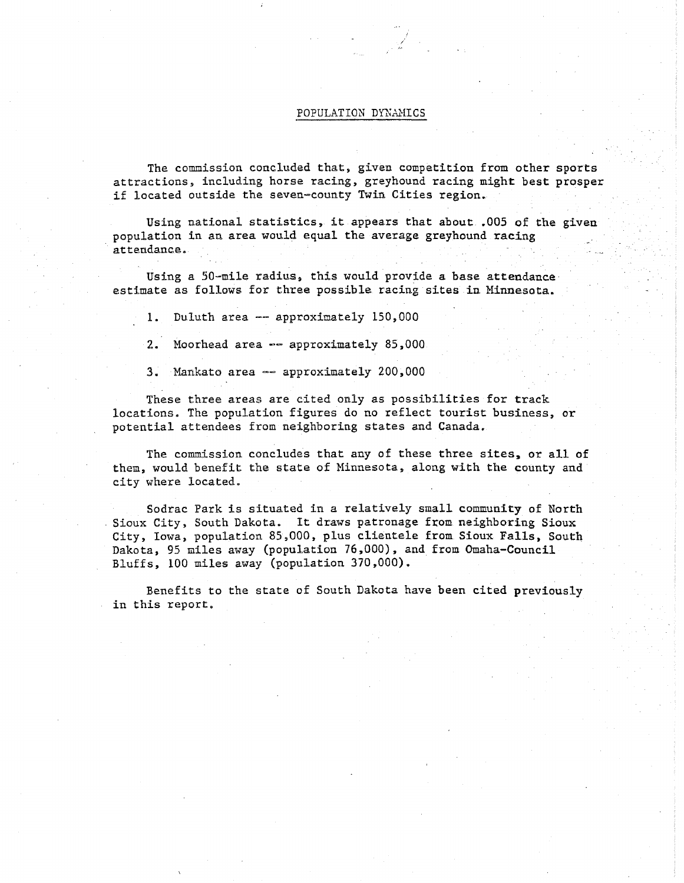## POPULATION DYNAMICS

The commission concluded that, given competition from other sports attractions, including horse racing, greyhound racing might best prosper if located outside the seven-county Twin Cities region.

Using national statistics, it appears that about .005 of the given population in an area would equal the average greyhound racing attendance.

Using a 50-mile radius, this would provide a base attendance estimate as follows for three possible racing sites in Minnesota.

1. Duluth area -- approximately 150,000
2. Moorhead area -- approximately 85,000
3. Mankato area -- approximately 200,000

These three areas are cited only as possibilities for track locations. The population figures do no reflect tourist business, or potential attendees from neighboring states and Canada.

The commission concludes that any of these three sites, or all of them, would benefit the state of Minnesota, along with the county and city where located.

Sodrac Park is situated in a relatively small community of North Sioux City, South Dakota. It draws patronage from neighboring Sioux City, Iowa, population 85,000, plus clientele from Sioux Falls, South Dakota, 95 miles away (population 76,000), and from Omaha-Council Bluffs, 100 miles away (population 370,000).

Benefits to the state of South Dakota have been cited previously in this report.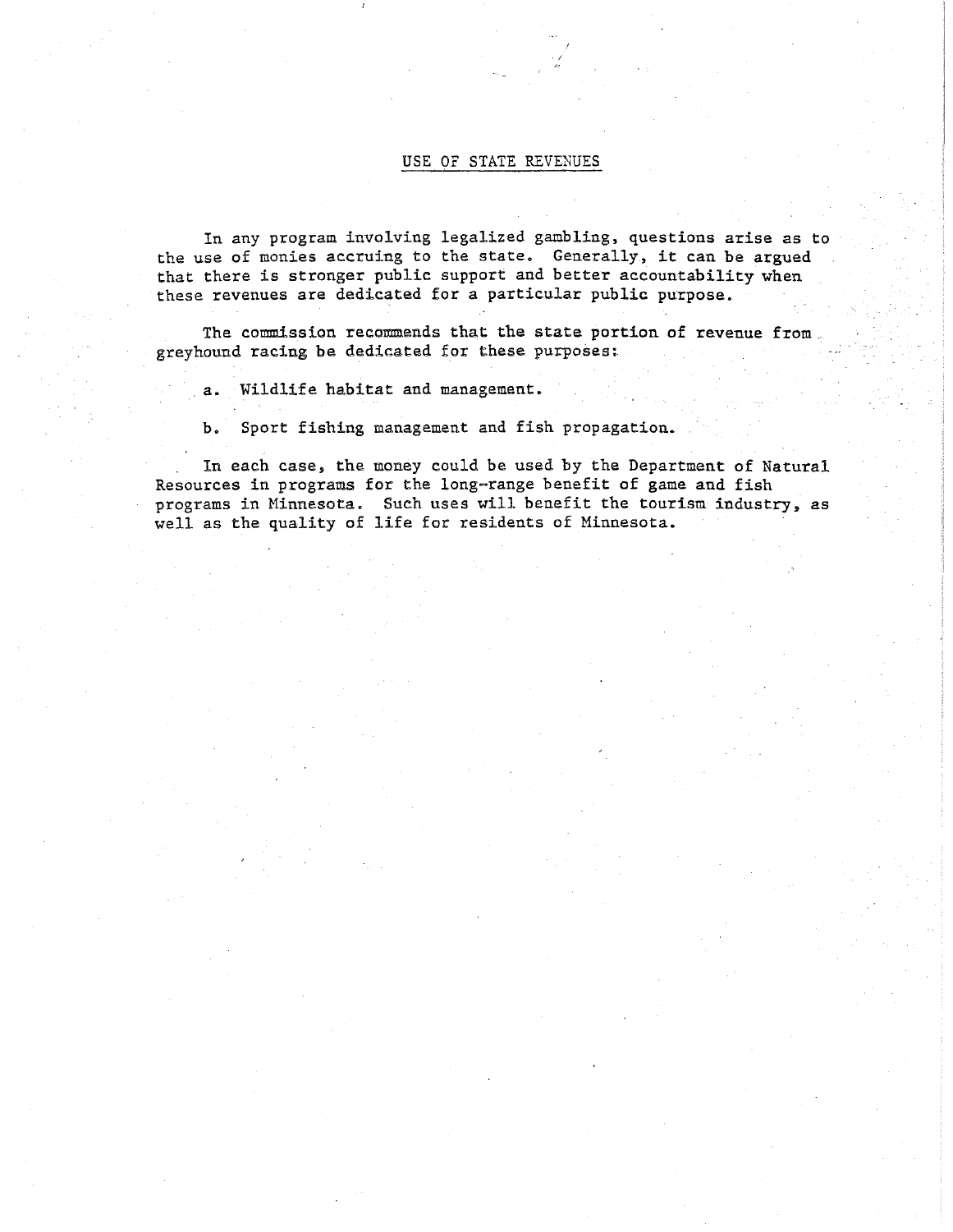## USE OF STATE REVENUES

In any program involving legalized gambling, questions arise as to the use of monies accruing to the state. Generally, it can be argued that there is stronger public support and better accountability when these revenues are dedicated for a particular public purpose.

The commission recommends that the state portion of revenue from greyhound racing be dedicated for these purposes:

a. Wildlife habitat and management.

b. Sport fishing management and fish propagation.

In each case, the money could be used by the Department of Natural Resources in programs for the long-range benefit of game and fish programs in Minnesota. Such uses will benefit the tourism industry, as well as the quality of life for residents of Minnesota.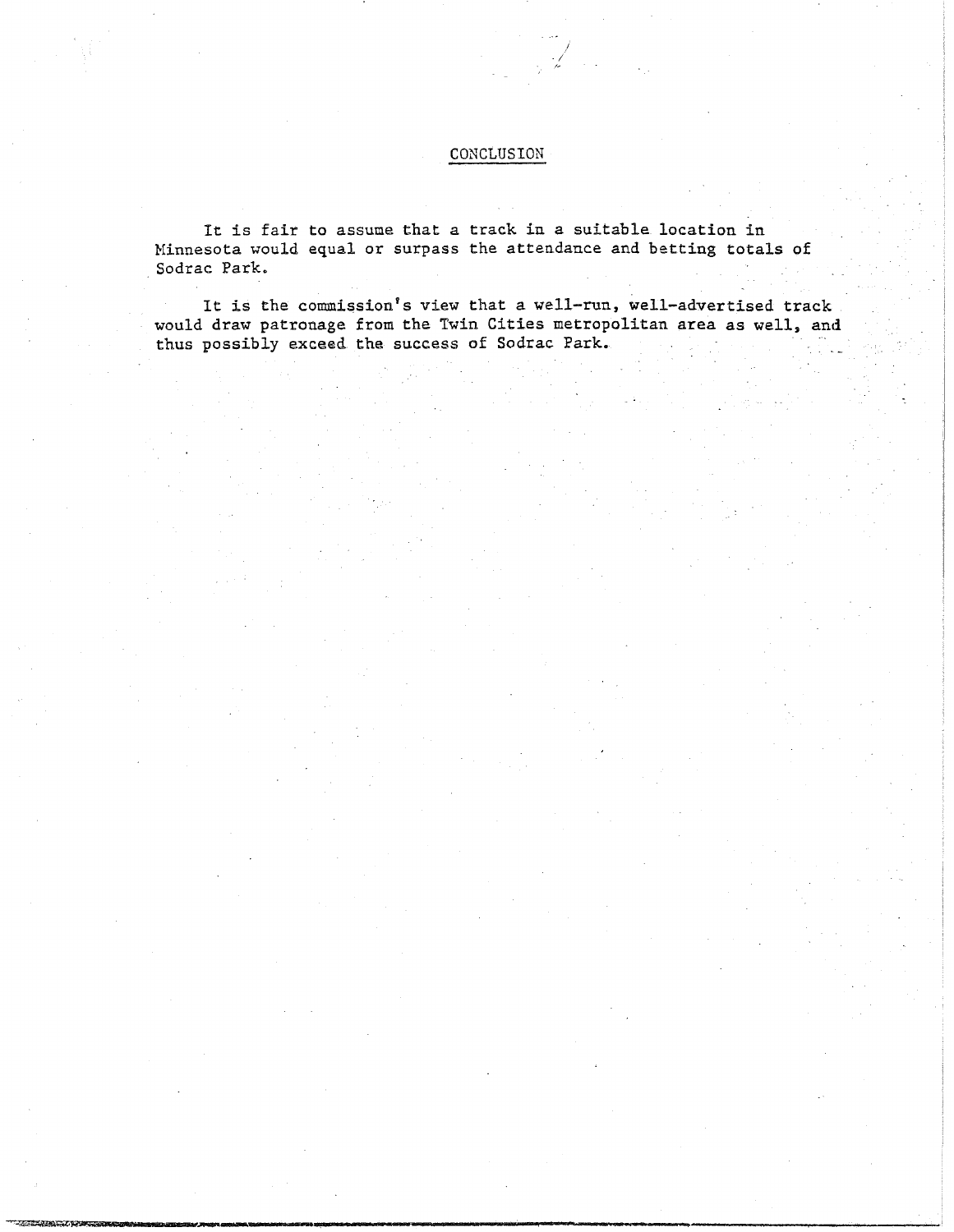## CONCLUSION

It is fair to assume that a track in a suitable location in Minnesota would equal or surpass the attendance and betting totals of Sodrac Park.

It is the commission's view that a well-run, well-advertised track would draw patronage from the Twin Cities metropolitan area as well, and thus possibly exceed the success of Sodrac Park.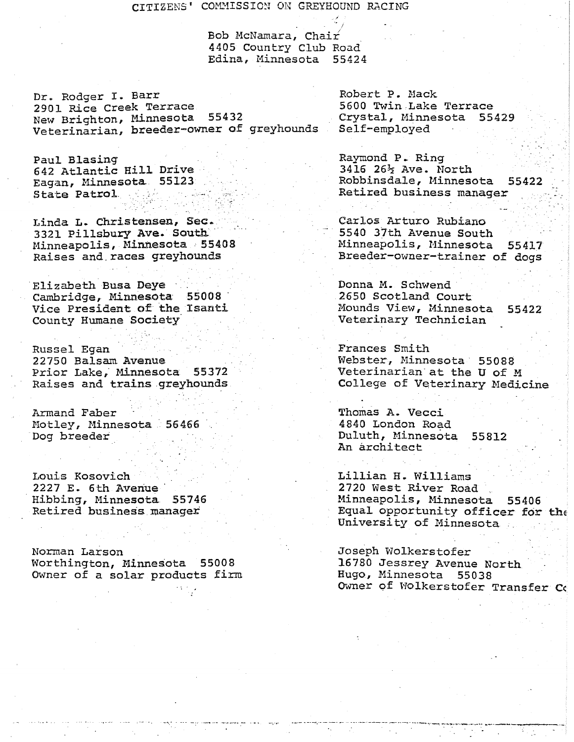# CITIZENS' COMMISSION ON GREYHOUND RACING

Bob McNamara, Chair
4405 Country Club Road
Edina, Minnesota 55424

Dr. Rodger I. Barr
2901 Rice Creek Terrace
New Brighton, Minnesota 55432
Veterinarian, breeder-owner of greyhounds

Paul Blasing
642 Atlantic Hill Drive
Eagan, Minnesota 55123
State Patrol

Linda L. Christensen, Sec.
3321 Pillsbury Ave. South
Minneapolis, Minnesota 55408
Raises and races greyhounds

Elizabeth Busa Deye
Cambridge, Minnesota 55008
Vice President of the Isanti County Humane Society

Russel Egan
22750 Balsam Avenue
Prior Lake, Minnesota 55372
Raises and trains greyhounds

Armand Faber
Motley, Minnesota 56466
Dog breeder

Louis Kosovich
2227 E. 6th Avenue
Hibbing, Minnesota 55746
Retired business manager

Norman Larson
Worthington, Minnesota 55008
Owner of a solar products firm

Robert P. Mack
5600 Twin Lake Terrace
Crystal, Minnesota 55429
Self-employed

Raymond P. Ring
3416 26½ Ave. North
Robbinsdale, Minnesota 55422
Retired business manager

Carlos Arturo Rubiano
5540 37th Avenue South
Minneapolis, Minnesota 55417
Breeder-owner-trainer of dogs

Donna M. Schwend
2650 Scotland Court
Mounds View, Minnesota 55422
Veterinary Technician

Frances Smith
Webster, Minnesota 55088
Veterinarian at the U of M College of Veterinary Medicine

Thomas A. Vecci
4840 London Road
Duluth, Minnesota 55812
An architect

Lillian H. Williams
2720 West River Road
Minneapolis, Minnesota 55406
Equal opportunity officer for the University of Minnesota

Joseph Wolkerstofer
16780 Jessrey Avenue North
Hugo, Minnesota 55038
Owner of Wolkerstofer Transfer Co